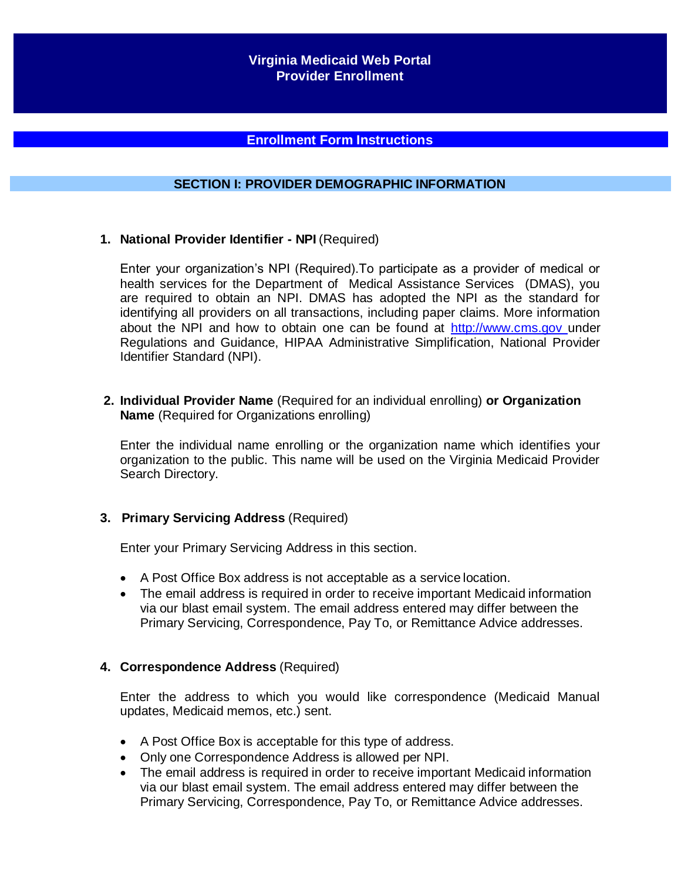# Virginia Medicaid Web Portal
# Provider Enrollment

## Enrollment Form Instructions

### SECTION I: PROVIDER DEMOGRAPHIC INFORMATION

1. **National Provider Identifier - NPI** (Required)

   Enter your organization's NPI (Required).To participate as a provider of medical or health services for the Department of Medical Assistance Services (DMAS), you are required to obtain an NPI. DMAS has adopted the NPI as the standard for identifying all providers on all transactions, including paper claims. More information about the NPI and how to obtain one can be found at http://www.cms.gov under Regulations and Guidance, HIPAA Administrative Simplification, National Provider Identifier Standard (NPI).

2. **Individual Provider Name** (Required for an individual enrolling) **or Organization Name** (Required for Organizations enrolling)

   Enter the individual name enrolling or the organization name which identifies your organization to the public. This name will be used on the Virginia Medicaid Provider Search Directory.

3. **Primary Servicing Address** (Required)

   Enter your Primary Servicing Address in this section.

   - A Post Office Box address is not acceptable as a service location.
   - The email address is required in order to receive important Medicaid information via our blast email system. The email address entered may differ between the Primary Servicing, Correspondence, Pay To, or Remittance Advice addresses.

4. **Correspondence Address** (Required)

   Enter the address to which you would like correspondence (Medicaid Manual updates, Medicaid memos, etc.) sent.

   - A Post Office Box is acceptable for this type of address.
   - Only one Correspondence Address is allowed per NPI.
   - The email address is required in order to receive important Medicaid information via our blast email system. The email address entered may differ between the Primary Servicing, Correspondence, Pay To, or Remittance Advice addresses.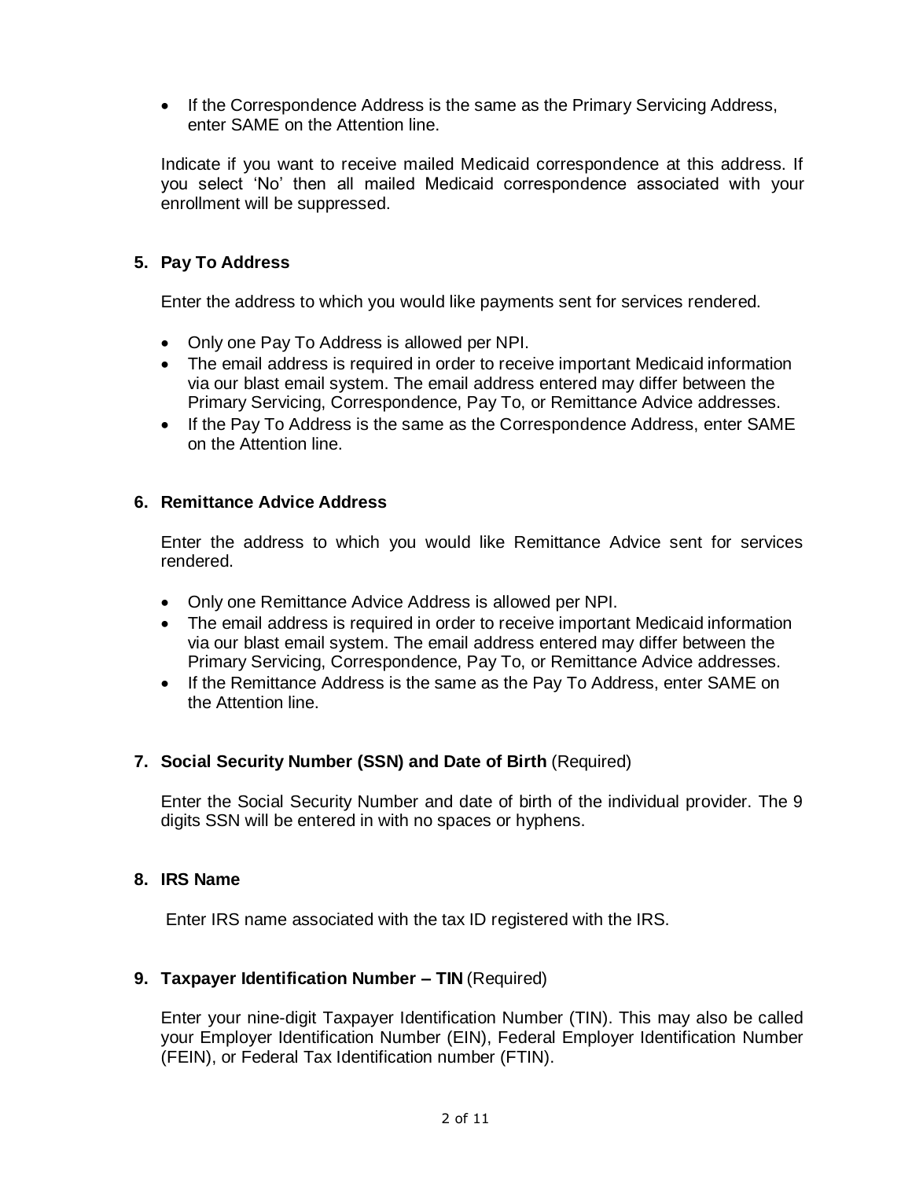- If the Correspondence Address is the same as the Primary Servicing Address, enter SAME on the Attention line.

Indicate if you want to receive mailed Medicaid correspondence at this address. If you select 'No' then all mailed Medicaid correspondence associated with your enrollment will be suppressed.

### 5. Pay To Address

Enter the address to which you would like payments sent for services rendered.

- Only one Pay To Address is allowed per NPI.
- The email address is required in order to receive important Medicaid information via our blast email system. The email address entered may differ between the Primary Servicing, Correspondence, Pay To, or Remittance Advice addresses.
- If the Pay To Address is the same as the Correspondence Address, enter SAME on the Attention line.

### 6. Remittance Advice Address

Enter the address to which you would like Remittance Advice sent for services rendered.

- Only one Remittance Advice Address is allowed per NPI.
- The email address is required in order to receive important Medicaid information via our blast email system. The email address entered may differ between the Primary Servicing, Correspondence, Pay To, or Remittance Advice addresses.
- If the Remittance Address is the same as the Pay To Address, enter SAME on the Attention line.

### 7. Social Security Number (SSN) and Date of Birth (Required)

Enter the Social Security Number and date of birth of the individual provider. The 9 digits SSN will be entered in with no spaces or hyphens.

### 8. IRS Name

Enter IRS name associated with the tax ID registered with the IRS.

### 9. Taxpayer Identification Number – TIN (Required)

Enter your nine-digit Taxpayer Identification Number (TIN). This may also be called your Employer Identification Number (EIN), Federal Employer Identification Number (FEIN), or Federal Tax Identification number (FTIN).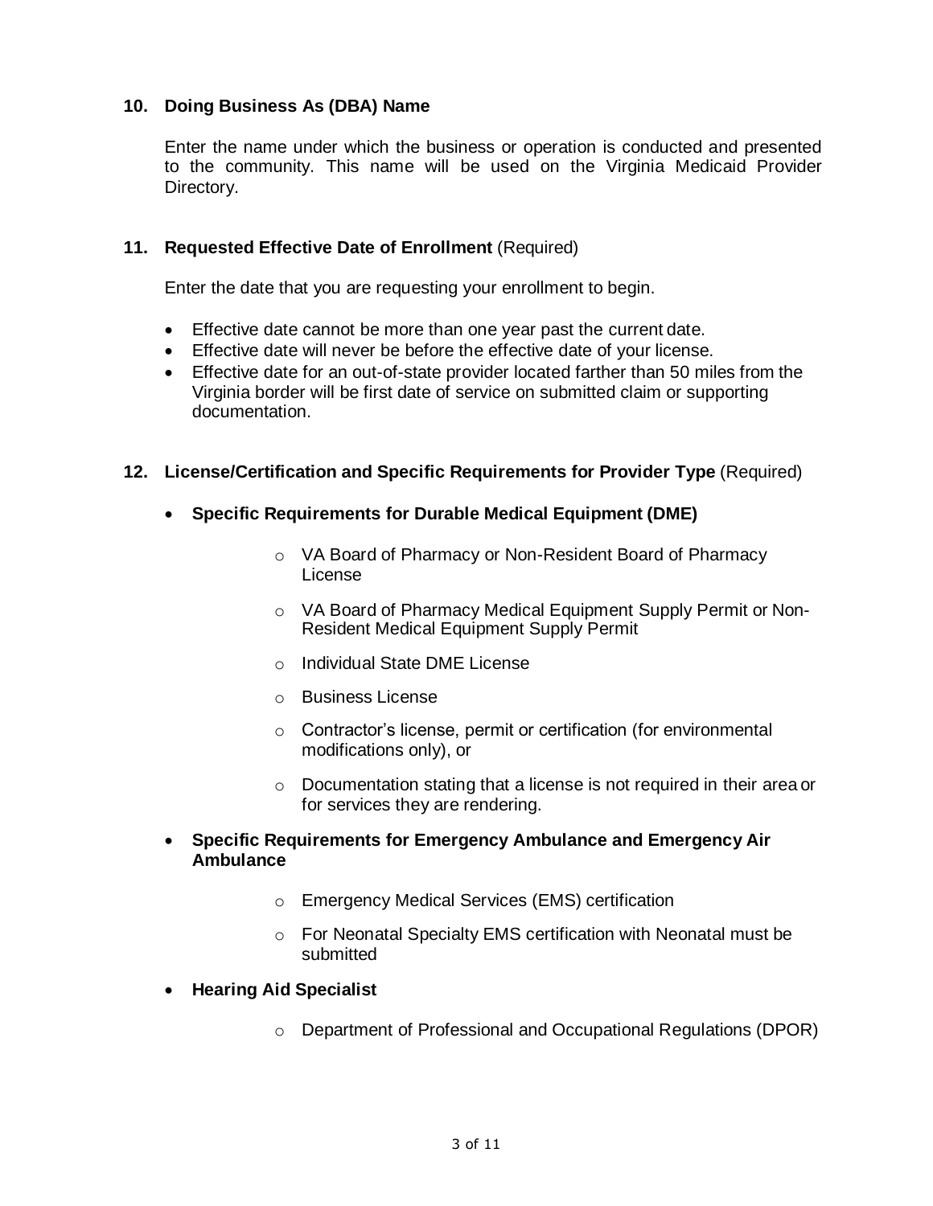**10. Doing Business As (DBA) Name**

Enter the name under which the business or operation is conducted and presented to the community. This name will be used on the Virginia Medicaid Provider Directory.

**11. Requested Effective Date of Enrollment** (Required)

Enter the date that you are requesting your enrollment to begin.

- Effective date cannot be more than one year past the current date.
- Effective date will never be before the effective date of your license.
- Effective date for an out-of-state provider located farther than 50 miles from the Virginia border will be first date of service on submitted claim or supporting documentation.

**12. License/Certification and Specific Requirements for Provider Type** (Required)

- **Specific Requirements for Durable Medical Equipment (DME)**
  - VA Board of Pharmacy or Non-Resident Board of Pharmacy License
  - VA Board of Pharmacy Medical Equipment Supply Permit or Non-Resident Medical Equipment Supply Permit
  - Individual State DME License
  - Business License
  - Contractor's license, permit or certification (for environmental modifications only), or
  - Documentation stating that a license is not required in their area or for services they are rendering.
- **Specific Requirements for Emergency Ambulance and Emergency Air Ambulance**
  - Emergency Medical Services (EMS) certification
  - For Neonatal Specialty EMS certification with Neonatal must be submitted
- **Hearing Aid Specialist**
  - Department of Professional and Occupational Regulations (DPOR)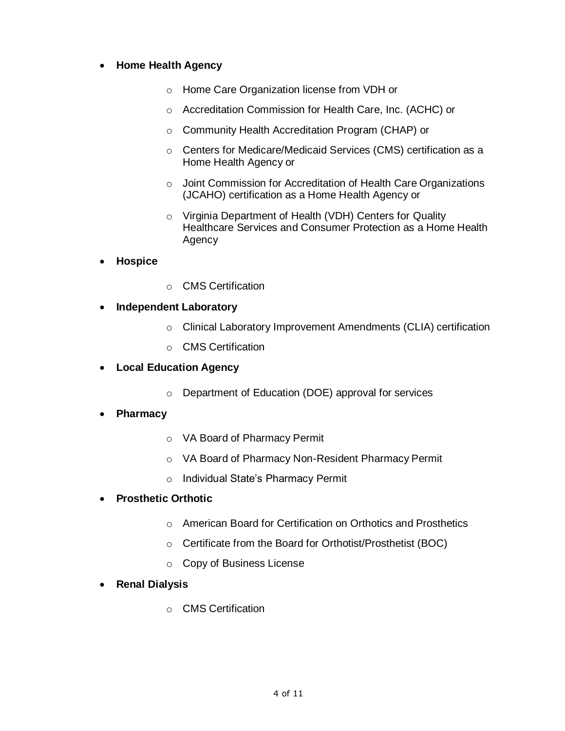- **Home Health Agency**
    - Home Care Organization license from VDH or
    - Accreditation Commission for Health Care, Inc. (ACHC) or
    - Community Health Accreditation Program (CHAP) or
    - Centers for Medicare/Medicaid Services (CMS) certification as a Home Health Agency or
    - Joint Commission for Accreditation of Health Care Organizations (JCAHO) certification as a Home Health Agency or
    - Virginia Department of Health (VDH) Centers for Quality Healthcare Services and Consumer Protection as a Home Health Agency
- **Hospice**
    - CMS Certification
- **Independent Laboratory**
    - Clinical Laboratory Improvement Amendments (CLIA) certification
    - CMS Certification
- **Local Education Agency**
    - Department of Education (DOE) approval for services
- **Pharmacy**
    - VA Board of Pharmacy Permit
    - VA Board of Pharmacy Non-Resident Pharmacy Permit
    - Individual State's Pharmacy Permit
- **Prosthetic Orthotic**
    - American Board for Certification on Orthotics and Prosthetics
    - Certificate from the Board for Orthotist/Prosthetist (BOC)
    - Copy of Business License
- **Renal Dialysis**
    - CMS Certification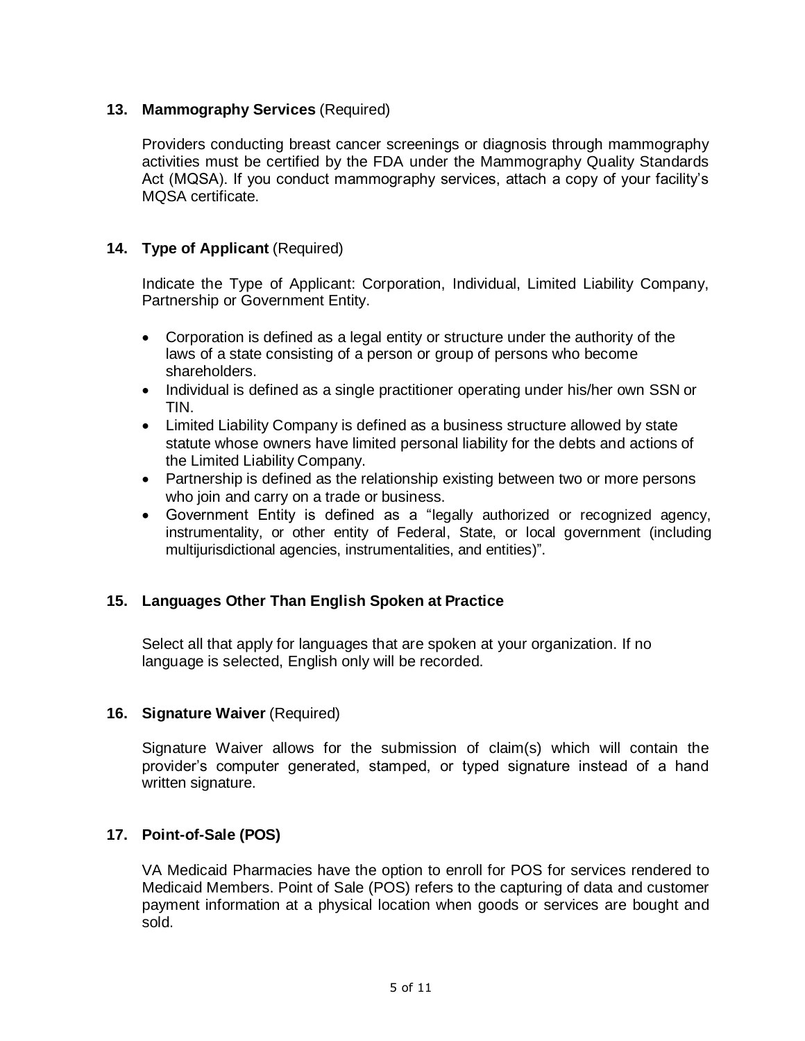**13. Mammography Services** (Required)

Providers conducting breast cancer screenings or diagnosis through mammography activities must be certified by the FDA under the Mammography Quality Standards Act (MQSA). If you conduct mammography services, attach a copy of your facility's MQSA certificate.

**14. Type of Applicant** (Required)

Indicate the Type of Applicant: Corporation, Individual, Limited Liability Company, Partnership or Government Entity.

- Corporation is defined as a legal entity or structure under the authority of the laws of a state consisting of a person or group of persons who become shareholders.
- Individual is defined as a single practitioner operating under his/her own SSN or TIN.
- Limited Liability Company is defined as a business structure allowed by state statute whose owners have limited personal liability for the debts and actions of the Limited Liability Company.
- Partnership is defined as the relationship existing between two or more persons who join and carry on a trade or business.
- Government Entity is defined as a "legally authorized or recognized agency, instrumentality, or other entity of Federal, State, or local government (including multijurisdictional agencies, instrumentalities, and entities)".

**15. Languages Other Than English Spoken at Practice**

Select all that apply for languages that are spoken at your organization. If no language is selected, English only will be recorded.

**16. Signature Waiver** (Required)

Signature Waiver allows for the submission of claim(s) which will contain the provider's computer generated, stamped, or typed signature instead of a hand written signature.

**17. Point-of-Sale (POS)**

VA Medicaid Pharmacies have the option to enroll for POS for services rendered to Medicaid Members. Point of Sale (POS) refers to the capturing of data and customer payment information at a physical location when goods or services are bought and sold.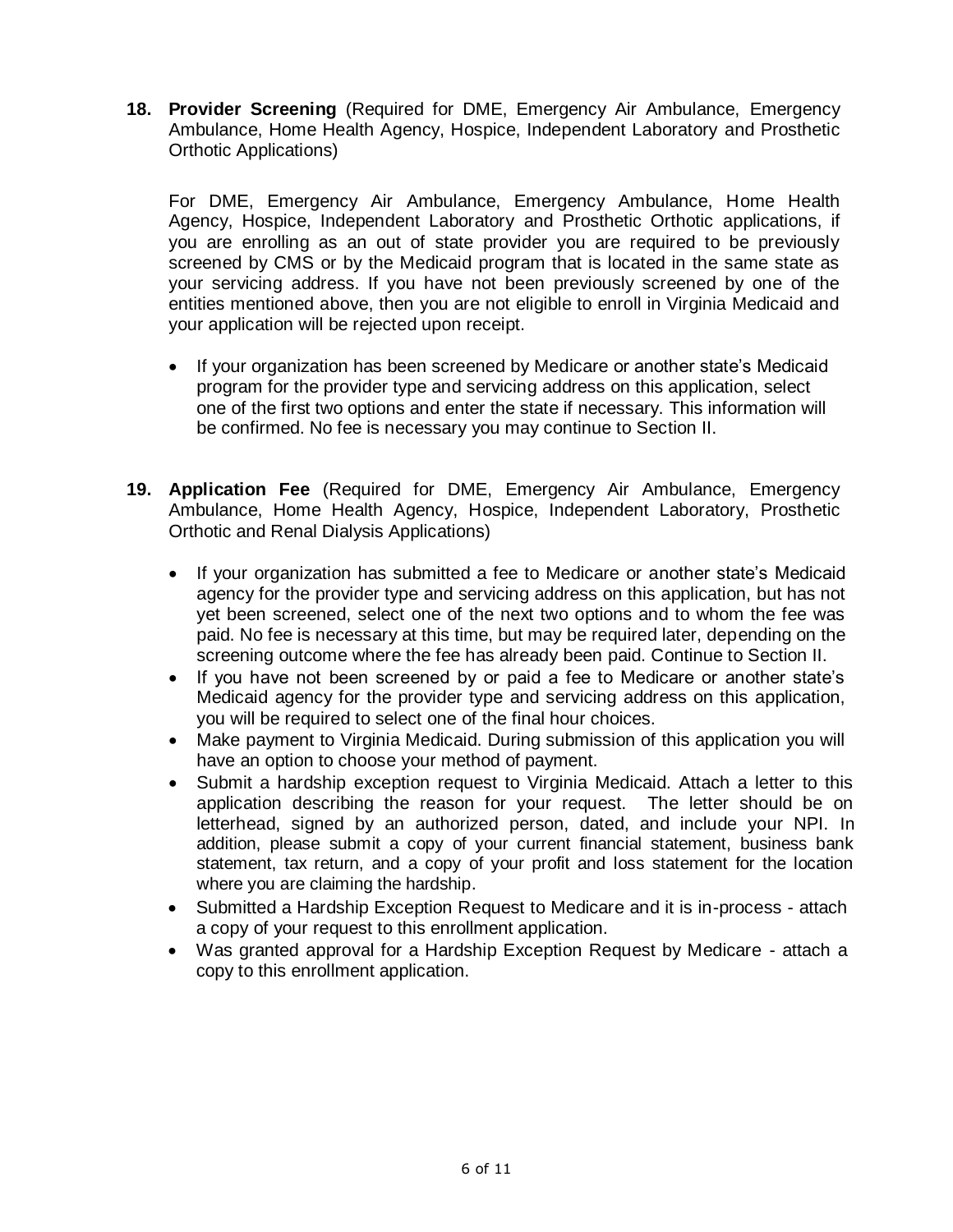**18. Provider Screening** (Required for DME, Emergency Air Ambulance, Emergency Ambulance, Home Health Agency, Hospice, Independent Laboratory and Prosthetic Orthotic Applications)

For DME, Emergency Air Ambulance, Emergency Ambulance, Home Health Agency, Hospice, Independent Laboratory and Prosthetic Orthotic applications, if you are enrolling as an out of state provider you are required to be previously screened by CMS or by the Medicaid program that is located in the same state as your servicing address. If you have not been previously screened by one of the entities mentioned above, then you are not eligible to enroll in Virginia Medicaid and your application will be rejected upon receipt.

- If your organization has been screened by Medicare or another state's Medicaid program for the provider type and servicing address on this application, select one of the first two options and enter the state if necessary. This information will be confirmed. No fee is necessary you may continue to Section II.

**19. Application Fee** (Required for DME, Emergency Air Ambulance, Emergency Ambulance, Home Health Agency, Hospice, Independent Laboratory, Prosthetic Orthotic and Renal Dialysis Applications)

- If your organization has submitted a fee to Medicare or another state's Medicaid agency for the provider type and servicing address on this application, but has not yet been screened, select one of the next two options and to whom the fee was paid. No fee is necessary at this time, but may be required later, depending on the screening outcome where the fee has already been paid. Continue to Section II.
- If you have not been screened by or paid a fee to Medicare or another state's Medicaid agency for the provider type and servicing address on this application, you will be required to select one of the final hour choices.
- Make payment to Virginia Medicaid. During submission of this application you will have an option to choose your method of payment.
- Submit a hardship exception request to Virginia Medicaid. Attach a letter to this application describing the reason for your request. The letter should be on letterhead, signed by an authorized person, dated, and include your NPI. In addition, please submit a copy of your current financial statement, business bank statement, tax return, and a copy of your profit and loss statement for the location where you are claiming the hardship.
- Submitted a Hardship Exception Request to Medicare and it is in-process - attach a copy of your request to this enrollment application.
- Was granted approval for a Hardship Exception Request by Medicare - attach a copy to this enrollment application.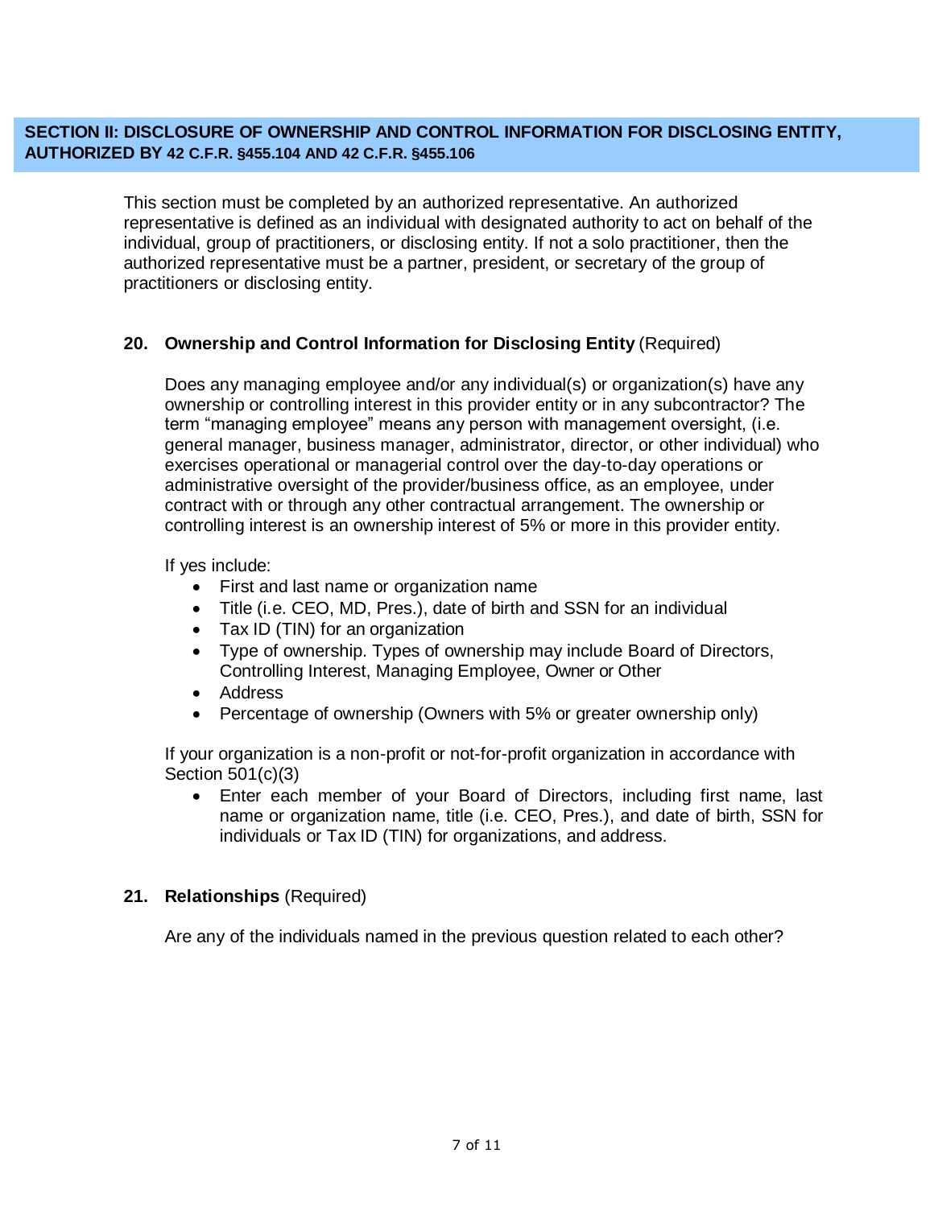## SECTION II: DISCLOSURE OF OWNERSHIP AND CONTROL INFORMATION FOR DISCLOSING ENTITY, AUTHORIZED BY 42 C.F.R. §455.104 AND 42 C.F.R. §455.106

This section must be completed by an authorized representative. An authorized representative is defined as an individual with designated authority to act on behalf of the individual, group of practitioners, or disclosing entity. If not a solo practitioner, then the authorized representative must be a partner, president, or secretary of the group of practitioners or disclosing entity.

### 20. Ownership and Control Information for Disclosing Entity (Required)

Does any managing employee and/or any individual(s) or organization(s) have any ownership or controlling interest in this provider entity or in any subcontractor? The term "managing employee" means any person with management oversight, (i.e. general manager, business manager, administrator, director, or other individual) who exercises operational or managerial control over the day-to-day operations or administrative oversight of the provider/business office, as an employee, under contract with or through any other contractual arrangement. The ownership or controlling interest is an ownership interest of 5% or more in this provider entity.

If yes include:

- First and last name or organization name
- Title (i.e. CEO, MD, Pres.), date of birth and SSN for an individual
- Tax ID (TIN) for an organization
- Type of ownership. Types of ownership may include Board of Directors, Controlling Interest, Managing Employee, Owner or Other
- Address
- Percentage of ownership (Owners with 5% or greater ownership only)

If your organization is a non-profit or not-for-profit organization in accordance with Section 501(c)(3)

- Enter each member of your Board of Directors, including first name, last name or organization name, title (i.e. CEO, Pres.), and date of birth, SSN for individuals or Tax ID (TIN) for organizations, and address.

### 21. Relationships (Required)

Are any of the individuals named in the previous question related to each other?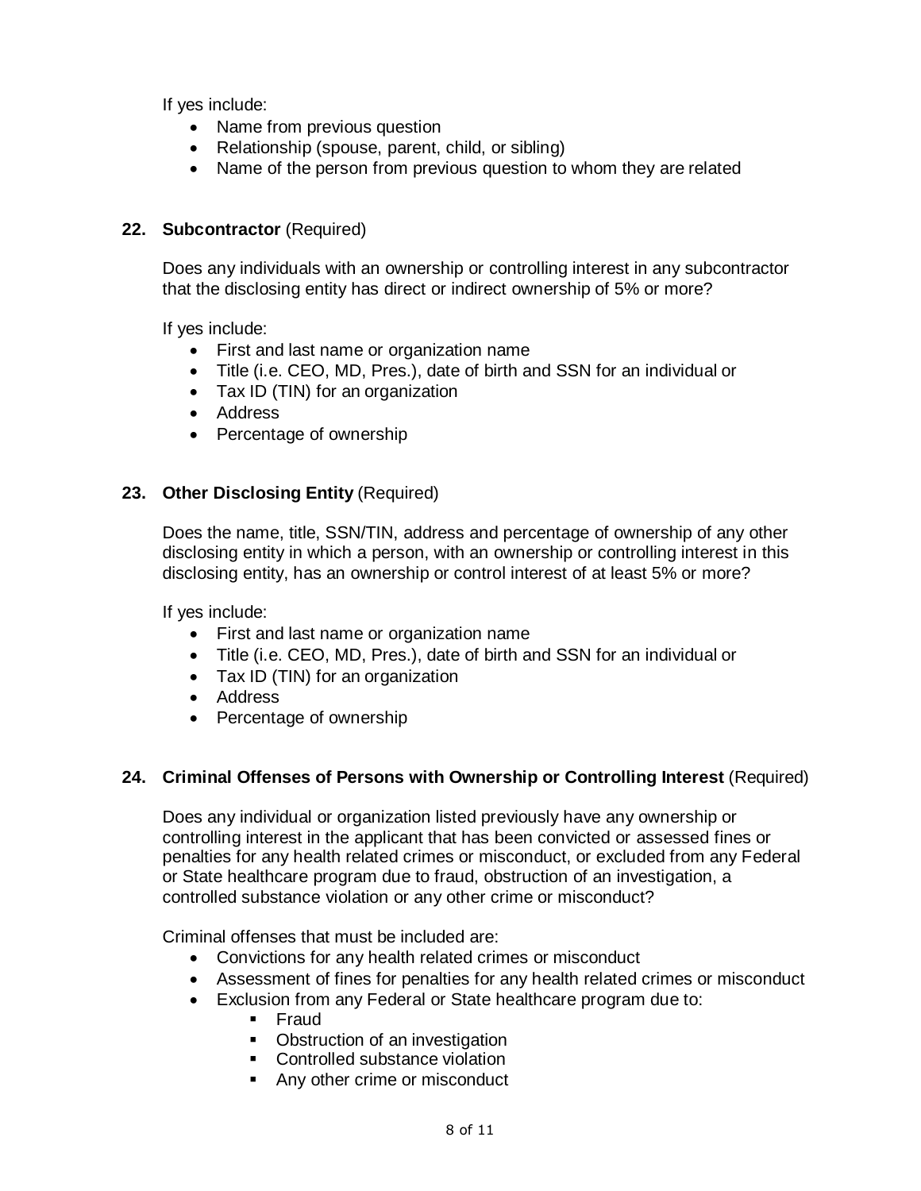If yes include:

- Name from previous question
- Relationship (spouse, parent, child, or sibling)
- Name of the person from previous question to whom they are related

**22. Subcontractor** (Required)

Does any individuals with an ownership or controlling interest in any subcontractor that the disclosing entity has direct or indirect ownership of 5% or more?

If yes include:

- First and last name or organization name
- Title (i.e. CEO, MD, Pres.), date of birth and SSN for an individual or
- Tax ID (TIN) for an organization
- Address
- Percentage of ownership

**23. Other Disclosing Entity** (Required)

Does the name, title, SSN/TIN, address and percentage of ownership of any other disclosing entity in which a person, with an ownership or controlling interest in this disclosing entity, has an ownership or control interest of at least 5% or more?

If yes include:

- First and last name or organization name
- Title (i.e. CEO, MD, Pres.), date of birth and SSN for an individual or
- Tax ID (TIN) for an organization
- Address
- Percentage of ownership

**24. Criminal Offenses of Persons with Ownership or Controlling Interest** (Required)

Does any individual or organization listed previously have any ownership or controlling interest in the applicant that has been convicted or assessed fines or penalties for any health related crimes or misconduct, or excluded from any Federal or State healthcare program due to fraud, obstruction of an investigation, a controlled substance violation or any other crime or misconduct?

Criminal offenses that must be included are:

- Convictions for any health related crimes or misconduct
- Assessment of fines for penalties for any health related crimes or misconduct
- Exclusion from any Federal or State healthcare program due to:
  - Fraud
  - Obstruction of an investigation
  - Controlled substance violation
  - Any other crime or misconduct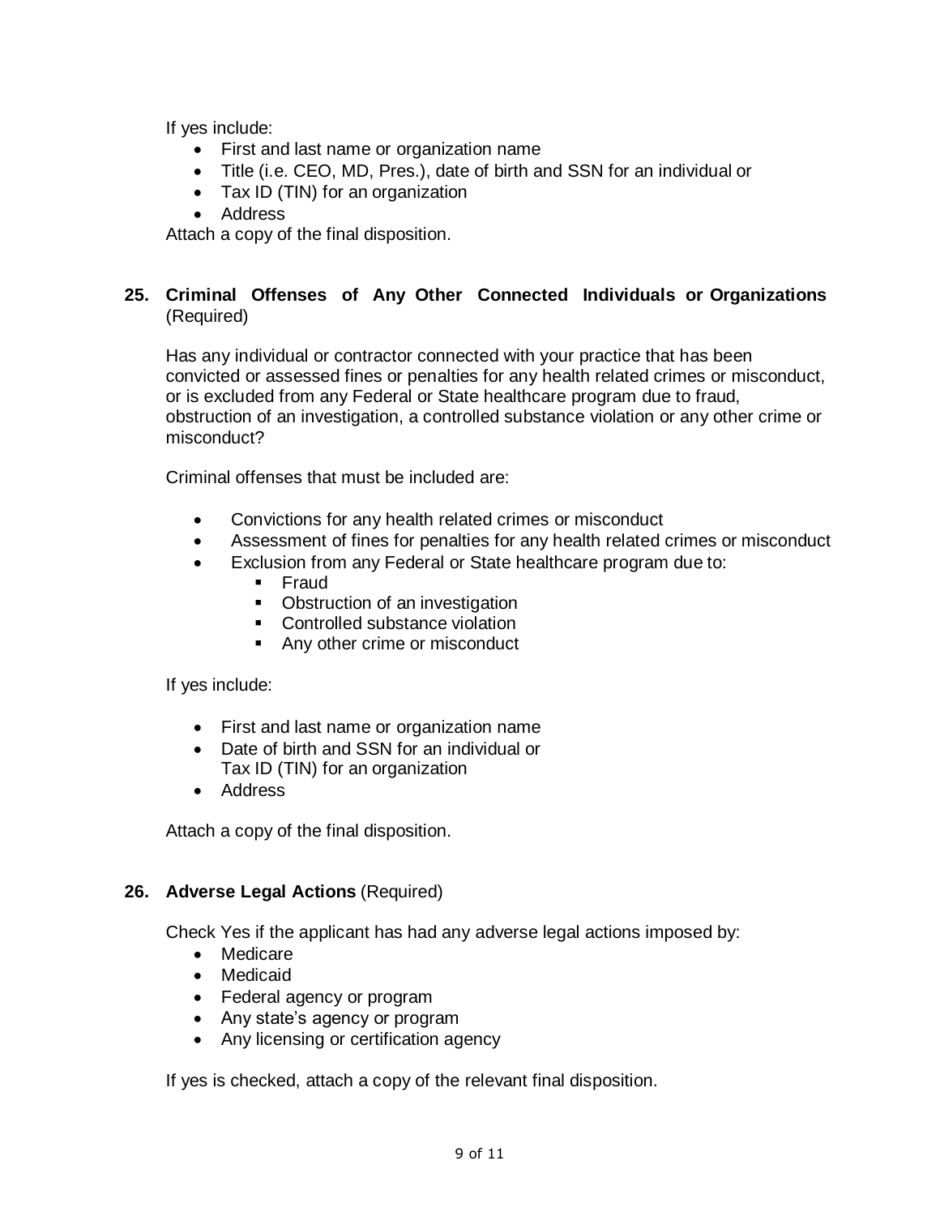If yes include:

- First and last name or organization name
- Title (i.e. CEO, MD, Pres.), date of birth and SSN for an individual or
- Tax ID (TIN) for an organization
- Address

Attach a copy of the final disposition.

**25. Criminal Offenses of Any Other Connected Individuals or Organizations** (Required)

Has any individual or contractor connected with your practice that has been convicted or assessed fines or penalties for any health related crimes or misconduct, or is excluded from any Federal or State healthcare program due to fraud, obstruction of an investigation, a controlled substance violation or any other crime or misconduct?

Criminal offenses that must be included are:

- Convictions for any health related crimes or misconduct
- Assessment of fines for penalties for any health related crimes or misconduct
- Exclusion from any Federal or State healthcare program due to:
  - Fraud
  - Obstruction of an investigation
  - Controlled substance violation
  - Any other crime or misconduct

If yes include:

- First and last name or organization name
- Date of birth and SSN for an individual or Tax ID (TIN) for an organization
- Address

Attach a copy of the final disposition.

**26. Adverse Legal Actions** (Required)

Check Yes if the applicant has had any adverse legal actions imposed by:

- Medicare
- Medicaid
- Federal agency or program
- Any state's agency or program
- Any licensing or certification agency

If yes is checked, attach a copy of the relevant final disposition.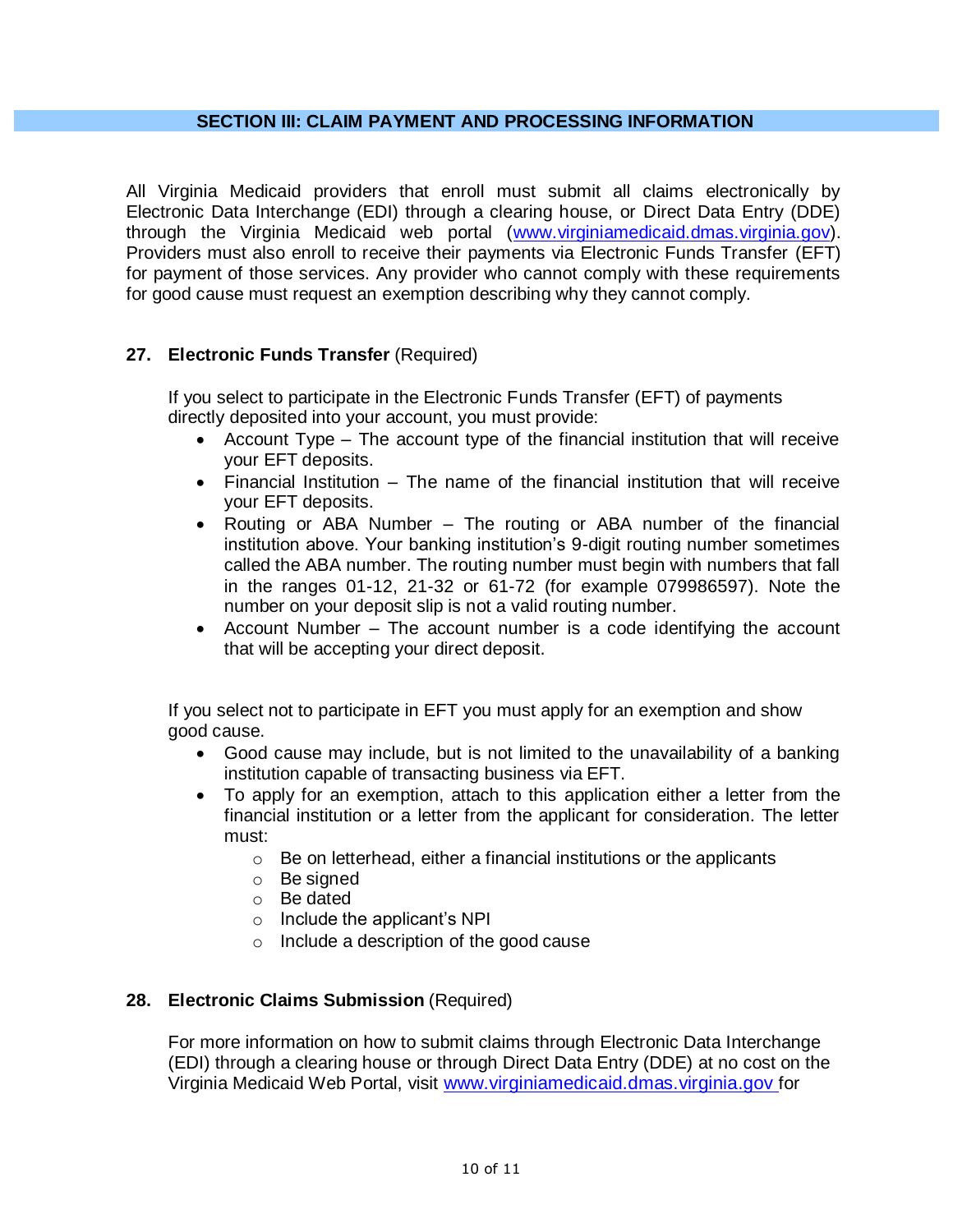## SECTION III: CLAIM PAYMENT AND PROCESSING INFORMATION

All Virginia Medicaid providers that enroll must submit all claims electronically by Electronic Data Interchange (EDI) through a clearing house, or Direct Data Entry (DDE) through the Virginia Medicaid web portal (www.virginiamedicaid.dmas.virginia.gov). Providers must also enroll to receive their payments via Electronic Funds Transfer (EFT) for payment of those services. Any provider who cannot comply with these requirements for good cause must request an exemption describing why they cannot comply.

### 27. Electronic Funds Transfer (Required)

If you select to participate in the Electronic Funds Transfer (EFT) of payments directly deposited into your account, you must provide:

- Account Type – The account type of the financial institution that will receive your EFT deposits.
- Financial Institution – The name of the financial institution that will receive your EFT deposits.
- Routing or ABA Number – The routing or ABA number of the financial institution above. Your banking institution's 9-digit routing number sometimes called the ABA number. The routing number must begin with numbers that fall in the ranges 01-12, 21-32 or 61-72 (for example 079986597). Note the number on your deposit slip is not a valid routing number.
- Account Number – The account number is a code identifying the account that will be accepting your direct deposit.

If you select not to participate in EFT you must apply for an exemption and show good cause.

- Good cause may include, but is not limited to the unavailability of a banking institution capable of transacting business via EFT.
- To apply for an exemption, attach to this application either a letter from the financial institution or a letter from the applicant for consideration. The letter must:
  - Be on letterhead, either a financial institutions or the applicants
  - Be signed
  - Be dated
  - Include the applicant's NPI
  - Include a description of the good cause

### 28. Electronic Claims Submission (Required)

For more information on how to submit claims through Electronic Data Interchange (EDI) through a clearing house or through Direct Data Entry (DDE) at no cost on the Virginia Medicaid Web Portal, visit www.virginiamedicaid.dmas.virginia.gov for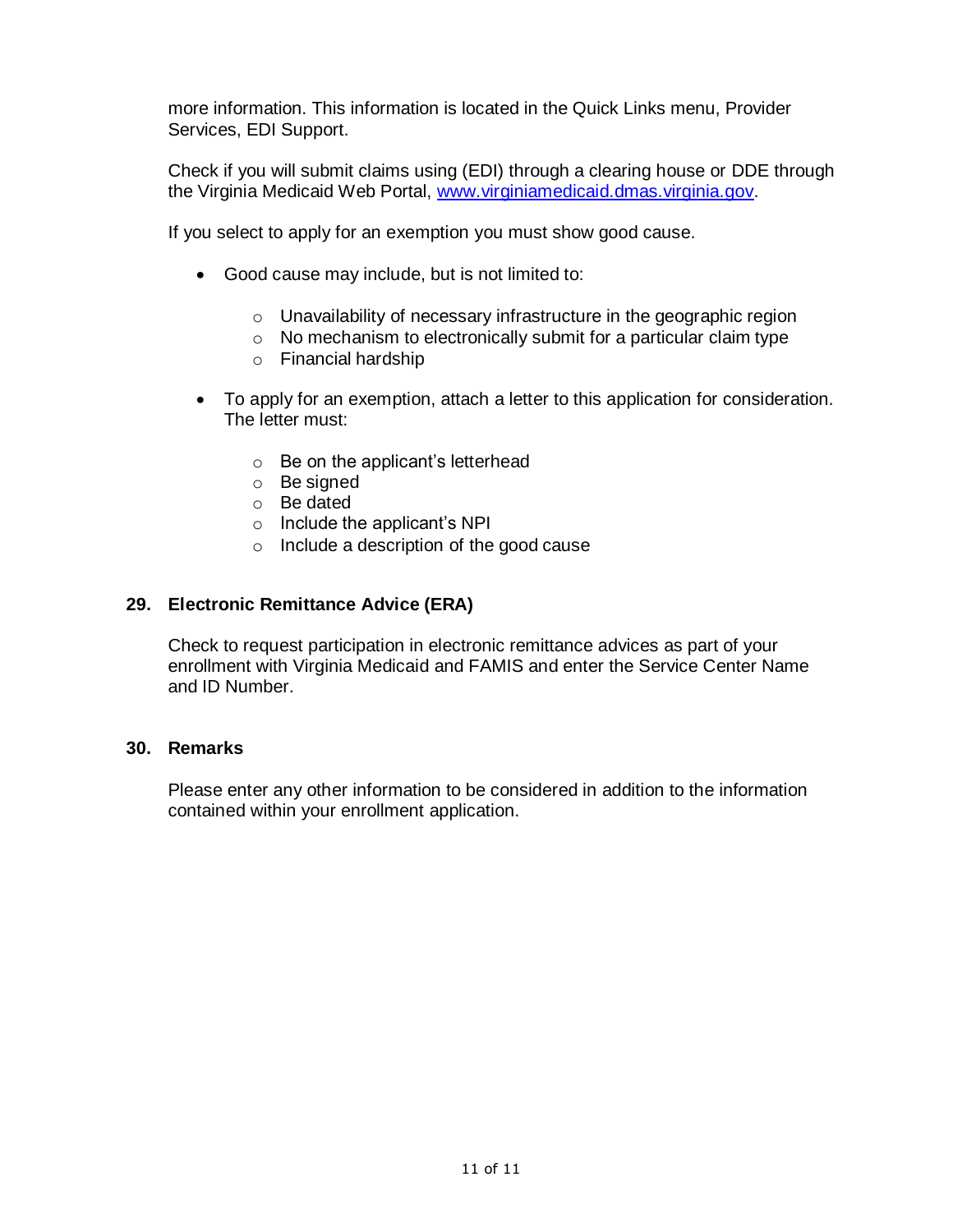more information. This information is located in the Quick Links menu, Provider Services, EDI Support.

Check if you will submit claims using (EDI) through a clearing house or DDE through the Virginia Medicaid Web Portal, [www.virginiamedicaid.dmas.virginia.gov](http://www.virginiamedicaid.dmas.virginia.gov).

If you select to apply for an exemption you must show good cause.

- Good cause may include, but is not limited to:
  - Unavailability of necessary infrastructure in the geographic region
  - No mechanism to electronically submit for a particular claim type
  - Financial hardship
- To apply for an exemption, attach a letter to this application for consideration. The letter must:
  - Be on the applicant's letterhead
  - Be signed
  - Be dated
  - Include the applicant's NPI
  - Include a description of the good cause

### 29. Electronic Remittance Advice (ERA)

Check to request participation in electronic remittance advices as part of your enrollment with Virginia Medicaid and FAMIS and enter the Service Center Name and ID Number.

### 30. Remarks

Please enter any other information to be considered in addition to the information contained within your enrollment application.